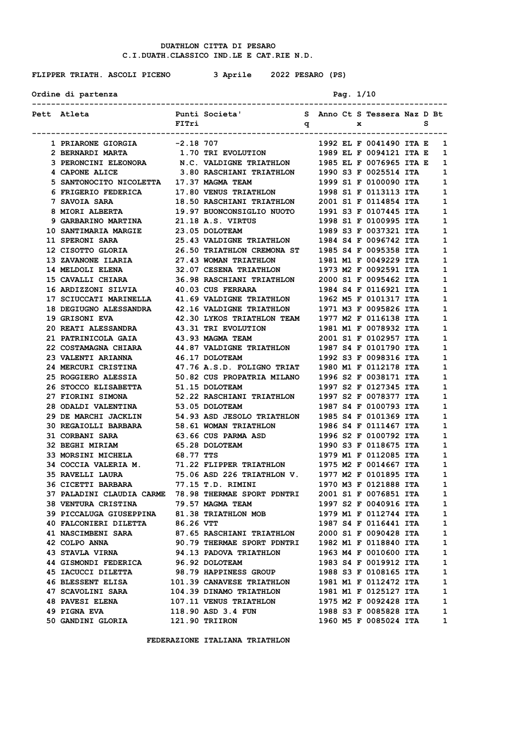DUATHLON CITTA DI PESARO

C.I.DUATH.CLASSICO IND.LE E CAT.RIE N.D.

FLIPPER TRIATH. ASCOLI PICENO    3 Aprile    2022 PESARO (PS)

Ordine di partenza

| Pett | Atleta | Punti FITri | Societa' | Sq | Anno | Ct | Sx | Tessera | Naz | DS | Bt |
|---|---|---|---|---|---|---|---|---|---|---|---|
| 1 | PRIARONE GIORGIA | -2.18 | 707 | | 1992 | EL | F | 0041490 | ITA | E | 1 |
| 2 | BERNARDI MARTA | 1.70 | TRI EVOLUTION | | 1989 | EL | F | 0094121 | ITA | E | 1 |
| 3 | PERONCINI ELEONORA | N.C. | VALDIGNE TRIATHLON | | 1985 | EL | F | 0076965 | ITA | E | 1 |
| 4 | CAPONE ALICE | 3.80 | RASCHIANI TRIATHLON | | 1990 | S3 | F | 0025514 | ITA | | 1 |
| 5 | SANTONOCITO NICOLETTA | 17.37 | MAGMA TEAM | | 1999 | S1 | F | 0100090 | ITA | | 1 |
| 6 | FRIGERIO FEDERICA | 17.80 | VENUS TRIATHLON | | 1998 | S1 | F | 0113113 | ITA | | 1 |
| 7 | SAVOIA SARA | 18.50 | RASCHIANI TRIATHLON | | 2001 | S1 | F | 0114854 | ITA | | 1 |
| 8 | MIORI ALBERTA | 19.97 | BUONCONSIGLIO NUOTO | | 1991 | S3 | F | 0107445 | ITA | | 1 |
| 9 | GARBARINO MARTINA | 21.18 | A.S. VIRTUS | | 1998 | S1 | F | 0100995 | ITA | | 1 |
| 10 | SANTIMARIA MARGIE | 23.05 | DOLOTEAM | | 1989 | S3 | F | 0037321 | ITA | | 1 |
| 11 | SPERONI SARA | 25.43 | VALDIGNE TRIATHLON | | 1984 | S4 | F | 0096742 | ITA | | 1 |
| 12 | CISOTTO GLORIA | 26.50 | TRIATHLON CREMONA ST | | 1985 | S4 | F | 0095358 | ITA | | 1 |
| 13 | ZAVANONE ILARIA | 27.43 | WOMAN TRIATHLON | | 1981 | M1 | F | 0049229 | ITA | | 1 |
| 14 | MELDOLI ELENA | 32.07 | CESENA TRIATHLON | | 1973 | M2 | F | 0092591 | ITA | | 1 |
| 15 | CAVALLI CHIARA | 36.98 | RASCHIANI TRIATHLON | | 2000 | S1 | F | 0095462 | ITA | | 1 |
| 16 | ARDIZZONI SILVIA | 40.03 | CUS FERRARA | | 1984 | S4 | F | 0116921 | ITA | | 1 |
| 17 | SCIUCCATI MARINELLA | 41.69 | VALDIGNE TRIATHLON | | 1962 | M5 | F | 0101317 | ITA | | 1 |
| 18 | DEGIUGNO ALESSANDRA | 42.16 | VALDIGNE TRIATHLON | | 1971 | M3 | F | 0095826 | ITA | | 1 |
| 19 | GRISONI EVA | 42.30 | LYKOS TRIATHLON TEAM | | 1977 | M2 | F | 0116138 | ITA | | 1 |
| 20 | REATI ALESSANDRA | 43.31 | TRI EVOLUTION | | 1981 | M1 | F | 0078932 | ITA | | 1 |
| 21 | PATRINICOLA GAIA | 43.93 | MAGMA TEAM | | 2001 | S1 | F | 0102957 | ITA | | 1 |
| 22 | COSTAMAGNA CHIARA | 44.87 | VALDIGNE TRIATHLON | | 1987 | S4 | F | 0101790 | ITA | | 1 |
| 23 | VALENTI ARIANNA | 46.17 | DOLOTEAM | | 1992 | S3 | F | 0098316 | ITA | | 1 |
| 24 | MERCURI CRISTINA | 47.76 | A.S.D. FOLIGNO TRIAT | | 1980 | M1 | F | 0112178 | ITA | | 1 |
| 25 | ROGGIERO ALESSIA | 50.82 | CUS PROPATRIA MILANO | | 1996 | S2 | F | 0038171 | ITA | | 1 |
| 26 | STOCCO ELISABETTA | 51.15 | DOLOTEAM | | 1997 | S2 | F | 0127345 | ITA | | 1 |
| 27 | FIORINI SIMONA | 52.22 | RASCHIANI TRIATHLON | | 1997 | S2 | F | 0078377 | ITA | | 1 |
| 28 | ODALDI VALENTINA | 53.05 | DOLOTEAM | | 1987 | S4 | F | 0100793 | ITA | | 1 |
| 29 | DE MARCHI JACKLIN | 54.93 | ASD JESOLO TRIATHLON | | 1985 | S4 | F | 0101369 | ITA | | 1 |
| 30 | REGAIOLLI BARBARA | 58.61 | WOMAN TRIATHLON | | 1986 | S4 | F | 0111467 | ITA | | 1 |
| 31 | CORBANI SARA | 63.66 | CUS PARMA ASD | | 1996 | S2 | F | 0100792 | ITA | | 1 |
| 32 | BEGHI MIRIAM | 65.28 | DOLOTEAM | | 1990 | S3 | F | 0118675 | ITA | | 1 |
| 33 | MORSINI MICHELA | 68.77 | TTS | | 1979 | M1 | F | 0112085 | ITA | | 1 |
| 34 | COCCIA VALERIA M. | 71.22 | FLIPPER TRIATHLON | | 1975 | M2 | F | 0014667 | ITA | | 1 |
| 35 | RAVELLI LAURA | 75.06 | ASD 226 TRIATHLON V. | | 1977 | M2 | F | 0101895 | ITA | | 1 |
| 36 | CICETTI BARBARA | 77.15 | T.D. RIMINI | | 1970 | M3 | F | 0121888 | ITA | | 1 |
| 37 | PALADINI CLAUDIA CARME | 78.98 | THERMAE SPORT PDNTRI | | 2001 | S1 | F | 0076851 | ITA | | 1 |
| 38 | VENTURA CRISTINA | 79.57 | MAGMA TEAM | | 1997 | S2 | F | 0040916 | ITA | | 1 |
| 39 | PICCALUGA GIUSEPPINA | 81.38 | TRIATHLON MOB | | 1979 | M1 | F | 0112744 | ITA | | 1 |
| 40 | FALCONIERI DILETTA | 86.26 | VTT | | 1987 | S4 | F | 0116441 | ITA | | 1 |
| 41 | NASCIMBENI SARA | 87.65 | RASCHIANI TRIATHLON | | 2000 | S1 | F | 0090428 | ITA | | 1 |
| 42 | COLPO ANNA | 90.79 | THERMAE SPORT PDNTRI | | 1982 | M1 | F | 0118840 | ITA | | 1 |
| 43 | STAVLA VIRNA | 94.13 | PADOVA TRIATHLON | | 1963 | M4 | F | 0010600 | ITA | | 1 |
| 44 | GISMONDI FEDERICA | 96.92 | DOLOTEAM | | 1983 | S4 | F | 0019912 | ITA | | 1 |
| 45 | IACUCCI DILETTA | 98.79 | HAPPINESS GROUP | | 1988 | S3 | F | 0108165 | ITA | | 1 |
| 46 | BLESSENT ELISA | 101.39 | CANAVESE TRIATHLON | | 1981 | M1 | F | 0112472 | ITA | | 1 |
| 47 | SCAVOLINI SARA | 104.39 | DINAMO TRIATHLON | | 1981 | M1 | F | 0125127 | ITA | | 1 |
| 48 | PAVESI ELENA | 107.11 | VENUS TRIATHLON | | 1975 | M2 | F | 0092428 | ITA | | 1 |
| 49 | PIGNA EVA | 118.90 | ASD 3.4 FUN | | 1988 | S3 | F | 0085828 | ITA | | 1 |
| 50 | GANDINI GLORIA | 121.90 | TRIIRON | | 1960 | M5 | F | 0085024 | ITA | | 1 |

FEDERAZIONE ITALIANA TRIATHLON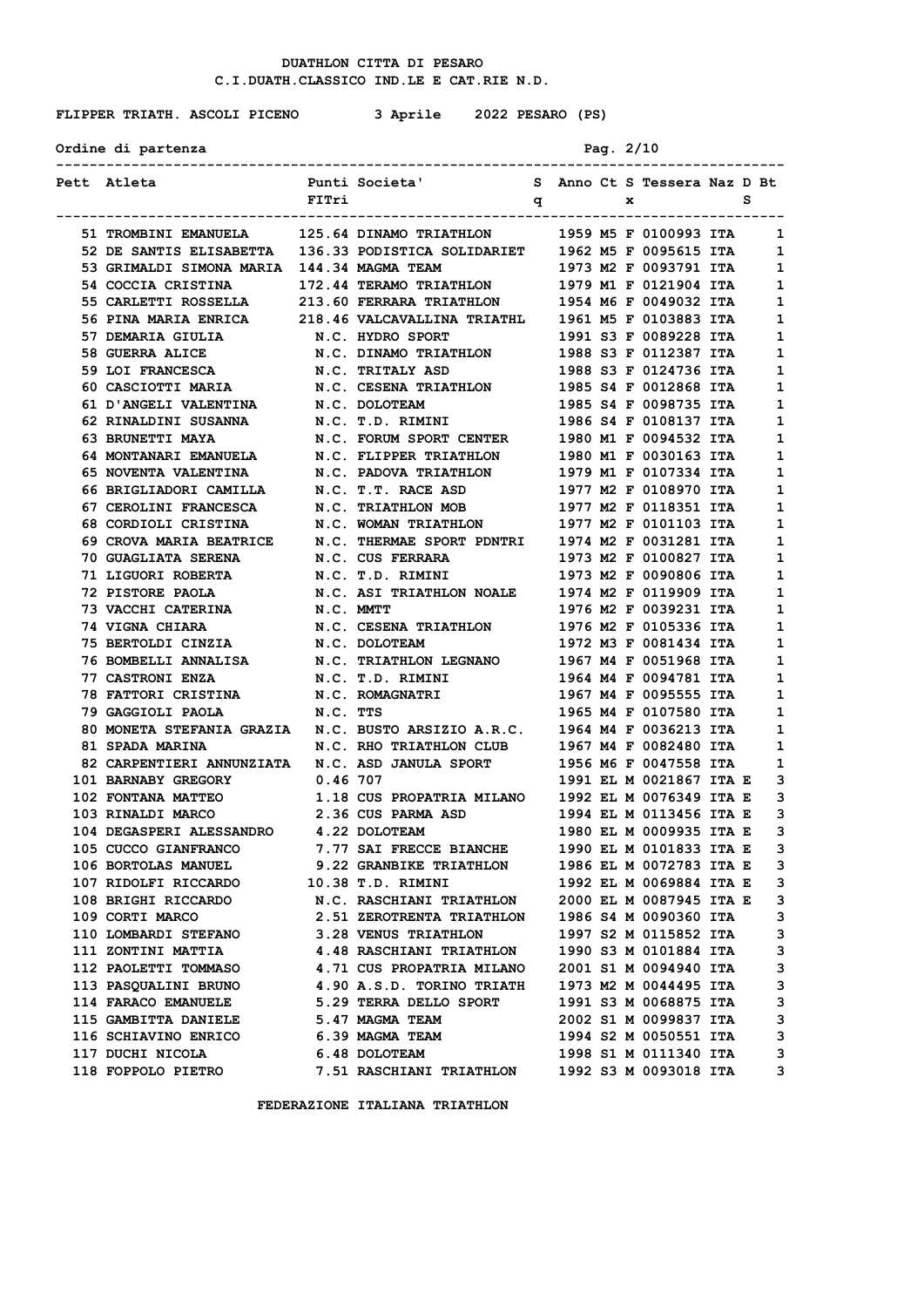DUATHLON CITTA DI PESARO

C.I.DUATH.CLASSICO IND.LE E CAT.RIE N.D.

FLIPPER TRIATH. ASCOLI PICENO 3 Aprile 2022 PESARO (PS)

Ordine di partenza

| Pett | Atleta | Punti FITri | Societa' | Sq | Anno | Ct | Sx | Tessera | Naz | D | Bt S |
|---|---|---|---|---|---|---|---|---|---|---|---|
| 51 | TROMBINI EMANUELA | 125.64 | DINAMO TRIATHLON | | 1959 | M5 | F | 0100993 | ITA | | 1 |
| 52 | DE SANTIS ELISABETTA | 136.33 | PODISTICA SOLIDARIET | | 1962 | M5 | F | 0095615 | ITA | | 1 |
| 53 | GRIMALDI SIMONA MARIA | 144.34 | MAGMA TEAM | | 1973 | M2 | F | 0093791 | ITA | | 1 |
| 54 | COCCIA CRISTINA | 172.44 | TERAMO TRIATHLON | | 1979 | M1 | F | 0121904 | ITA | | 1 |
| 55 | CARLETTI ROSSELLA | 213.60 | FERRARA TRIATHLON | | 1954 | M6 | F | 0049032 | ITA | | 1 |
| 56 | PINA MARIA ENRICA | 218.46 | VALCAVALLINA TRIATHL | | 1961 | M5 | F | 0103883 | ITA | | 1 |
| 57 | DEMARIA GIULIA | N.C. | HYDRO SPORT | | 1991 | S3 | F | 0089228 | ITA | | 1 |
| 58 | GUERRA ALICE | N.C. | DINAMO TRIATHLON | | 1988 | S3 | F | 0112387 | ITA | | 1 |
| 59 | LOI FRANCESCA | N.C. | TRITALY ASD | | 1988 | S3 | F | 0124736 | ITA | | 1 |
| 60 | CASCIOTTI MARIA | N.C. | CESENA TRIATHLON | | 1985 | S4 | F | 0012868 | ITA | | 1 |
| 61 | D'ANGELI VALENTINA | N.C. | DOLOTEAM | | 1985 | S4 | F | 0098735 | ITA | | 1 |
| 62 | RINALDINI SUSANNA | N.C. | T.D. RIMINI | | 1986 | S4 | F | 0108137 | ITA | | 1 |
| 63 | BRUNETTI MAYA | N.C. | FORUM SPORT CENTER | | 1980 | M1 | F | 0094532 | ITA | | 1 |
| 64 | MONTANARI EMANUELA | N.C. | FLIPPER TRIATHLON | | 1980 | M1 | F | 0030163 | ITA | | 1 |
| 65 | NOVENTA VALENTINA | N.C. | PADOVA TRIATHLON | | 1979 | M1 | F | 0107334 | ITA | | 1 |
| 66 | BRIGLIADORI CAMILLA | N.C. | T.T. RACE ASD | | 1977 | M2 | F | 0108970 | ITA | | 1 |
| 67 | CEROLINI FRANCESCA | N.C. | TRIATHLON MOB | | 1977 | M2 | F | 0118351 | ITA | | 1 |
| 68 | CORDIOLI CRISTINA | N.C. | WOMAN TRIATHLON | | 1977 | M2 | F | 0101103 | ITA | | 1 |
| 69 | CROVA MARIA BEATRICE | N.C. | THERMAE SPORT PDNTRI | | 1974 | M2 | F | 0031281 | ITA | | 1 |
| 70 | GUAGLIATA SERENA | N.C. | CUS FERRARA | | 1973 | M2 | F | 0100827 | ITA | | 1 |
| 71 | LIGUORI ROBERTA | N.C. | T.D. RIMINI | | 1973 | M2 | F | 0090806 | ITA | | 1 |
| 72 | PISTORE PAOLA | N.C. | ASI TRIATHLON NOALE | | 1974 | M2 | F | 0119909 | ITA | | 1 |
| 73 | VACCHI CATERINA | N.C. | MMTT | | 1976 | M2 | F | 0039231 | ITA | | 1 |
| 74 | VIGNA CHIARA | N.C. | CESENA TRIATHLON | | 1976 | M2 | F | 0105336 | ITA | | 1 |
| 75 | BERTOLDI CINZIA | N.C. | DOLOTEAM | | 1972 | M3 | F | 0081434 | ITA | | 1 |
| 76 | BOMBELLI ANNALISA | N.C. | TRIATHLON LEGNANO | | 1967 | M4 | F | 0051968 | ITA | | 1 |
| 77 | CASTRONI ENZA | N.C. | T.D. RIMINI | | 1964 | M4 | F | 0094781 | ITA | | 1 |
| 78 | FATTORI CRISTINA | N.C. | ROMAGNATRI | | 1967 | M4 | F | 0095555 | ITA | | 1 |
| 79 | GAGGIOLI PAOLA | N.C. | TTS | | 1965 | M4 | F | 0107580 | ITA | | 1 |
| 80 | MONETA STEFANIA GRAZIA | N.C. | BUSTO ARSIZIO A.R.C. | | 1964 | M4 | F | 0036213 | ITA | | 1 |
| 81 | SPADA MARINA | N.C. | RHO TRIATHLON CLUB | | 1967 | M4 | F | 0082480 | ITA | | 1 |
| 82 | CARPENTIERI ANNUNZIATA | N.C. | ASD JANULA SPORT | | 1956 | M6 | F | 0047558 | ITA | | 1 |
| 101 | BARNABY GREGORY | 0.46 | 707 | | 1991 | EL | M | 0021867 | ITA | E | 3 |
| 102 | FONTANA MATTEO | 1.18 | CUS PROPATRIA MILANO | | 1992 | EL | M | 0076349 | ITA | E | 3 |
| 103 | RINALDI MARCO | 2.36 | CUS PARMA ASD | | 1994 | EL | M | 0113456 | ITA | E | 3 |
| 104 | DEGASPERI ALESSANDRO | 4.22 | DOLOTEAM | | 1980 | EL | M | 0009935 | ITA | E | 3 |
| 105 | CUCCO GIANFRANCO | 7.77 | SAI FRECCE BIANCHE | | 1990 | EL | M | 0101833 | ITA | E | 3 |
| 106 | BORTOLAS MANUEL | 9.22 | GRANBIKE TRIATHLON | | 1986 | EL | M | 0072783 | ITA | E | 3 |
| 107 | RIDOLFI RICCARDO | 10.38 | T.D. RIMINI | | 1992 | EL | M | 0069884 | ITA | E | 3 |
| 108 | BRIGHI RICCARDO | N.C. | RASCHIANI TRIATHLON | | 2000 | EL | M | 0087945 | ITA | E | 3 |
| 109 | CORTI MARCO | 2.51 | ZEROTRENTA TRIATHLON | | 1986 | S4 | M | 0090360 | ITA | | 3 |
| 110 | LOMBARDI STEFANO | 3.28 | VENUS TRIATHLON | | 1997 | S2 | M | 0115852 | ITA | | 3 |
| 111 | ZONTINI MATTIA | 4.48 | RASCHIANI TRIATHLON | | 1990 | S3 | M | 0101884 | ITA | | 3 |
| 112 | PAOLETTI TOMMASO | 4.71 | CUS PROPATRIA MILANO | | 2001 | S1 | M | 0094940 | ITA | | 3 |
| 113 | PASQUALINI BRUNO | 4.90 | A.S.D. TORINO TRIATH | | 1973 | M2 | M | 0044495 | ITA | | 3 |
| 114 | FARACO EMANUELE | 5.29 | TERRA DELLO SPORT | | 1991 | S3 | M | 0068875 | ITA | | 3 |
| 115 | GAMBITTA DANIELE | 5.47 | MAGMA TEAM | | 2002 | S1 | M | 0099837 | ITA | | 3 |
| 116 | SCHIAVINO ENRICO | 6.39 | MAGMA TEAM | | 1994 | S2 | M | 0050551 | ITA | | 3 |
| 117 | DUCHI NICOLA | 6.48 | DOLOTEAM | | 1998 | S1 | M | 0111340 | ITA | | 3 |
| 118 | FOPPOLO PIETRO | 7.51 | RASCHIANI TRIATHLON | | 1992 | S3 | M | 0093018 | ITA | | 3 |

FEDERAZIONE ITALIANA TRIATHLON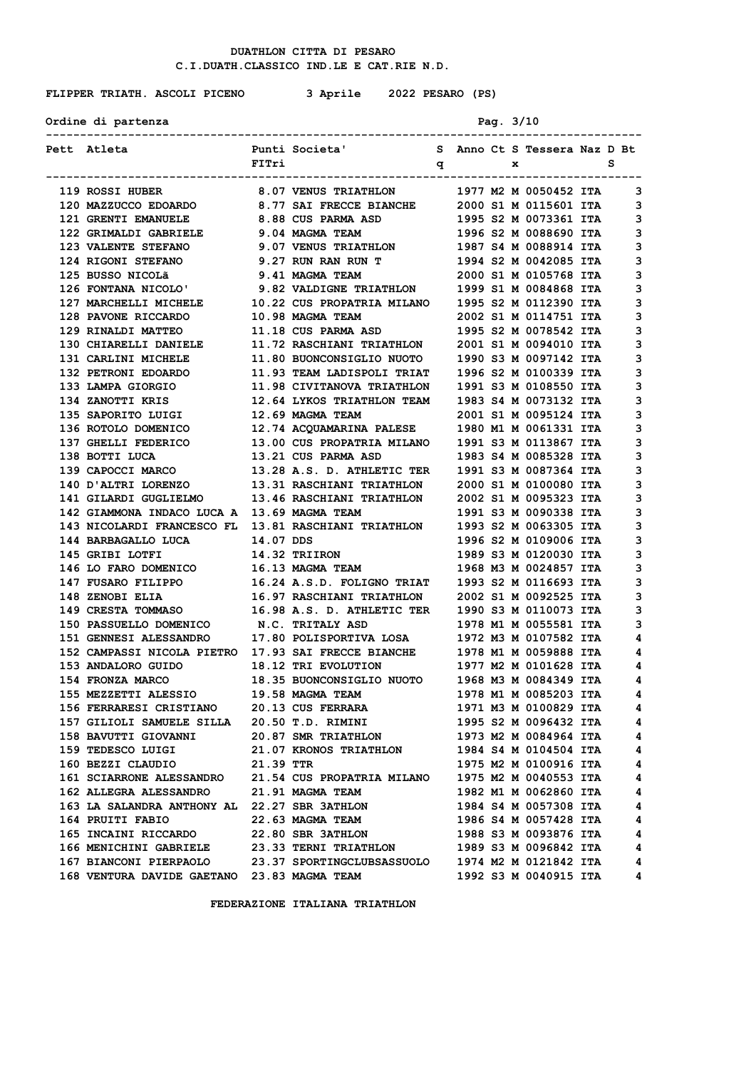# DUATHLON CITTA DI PESARO

## C.I.DUATH.CLASSICO IND.LE E CAT.RIE N.D.

**FLIPPER TRIATH. ASCOLI PICENO 3 Aprile 2022 PESARO (PS)**

**Ordine di partenza**

| Pett | Atleta | Punti FITri | Societa' | Sq | Anno | Ct | Sx | Tessera | Naz | D | Bt S |
|---|---|---|---|---|---|---|---|---|---|---|---|
| 119 | ROSSI HUBER | 8.07 | VENUS TRIATHLON | | 1977 | M2 | M | 0050452 | ITA | | 3 |
| 120 | MAZZUCCO EDOARDO | 8.77 | SAI FRECCE BIANCHE | | 2000 | S1 | M | 0115601 | ITA | | 3 |
| 121 | GRENTI EMANUELE | 8.88 | CUS PARMA ASD | | 1995 | S2 | M | 0073361 | ITA | | 3 |
| 122 | GRIMALDI GABRIELE | 9.04 | MAGMA TEAM | | 1996 | S2 | M | 0088690 | ITA | | 3 |
| 123 | VALENTE STEFANO | 9.07 | VENUS TRIATHLON | | 1987 | S4 | M | 0088914 | ITA | | 3 |
| 124 | RIGONI STEFANO | 9.27 | RUN RAN RUN T | | 1994 | S2 | M | 0042085 | ITA | | 3 |
| 125 | BUSSO NICOLã | 9.41 | MAGMA TEAM | | 2000 | S1 | M | 0105768 | ITA | | 3 |
| 126 | FONTANA NICOLO' | 9.82 | VALDIGNE TRIATHLON | | 1999 | S1 | M | 0084868 | ITA | | 3 |
| 127 | MARCHELLI MICHELE | 10.22 | CUS PROPATRIA MILANO | | 1995 | S2 | M | 0112390 | ITA | | 3 |
| 128 | PAVONE RICCARDO | 10.98 | MAGMA TEAM | | 2002 | S1 | M | 0114751 | ITA | | 3 |
| 129 | RINALDI MATTEO | 11.18 | CUS PARMA ASD | | 1995 | S2 | M | 0078542 | ITA | | 3 |
| 130 | CHIARELLI DANIELE | 11.72 | RASCHIANI TRIATHLON | | 2001 | S1 | M | 0094010 | ITA | | 3 |
| 131 | CARLINI MICHELE | 11.80 | BUONCONSIGLIO NUOTO | | 1990 | S3 | M | 0097142 | ITA | | 3 |
| 132 | PETRONI EDOARDO | 11.93 | TEAM LADISPOLI TRIAT | | 1996 | S2 | M | 0100339 | ITA | | 3 |
| 133 | LAMPA GIORGIO | 11.98 | CIVITANOVA TRIATHLON | | 1991 | S3 | M | 0108550 | ITA | | 3 |
| 134 | ZANOTTI KRIS | 12.64 | LYKOS TRIATHLON TEAM | | 1983 | S4 | M | 0073132 | ITA | | 3 |
| 135 | SAPORITO LUIGI | 12.69 | MAGMA TEAM | | 2001 | S1 | M | 0095124 | ITA | | 3 |
| 136 | ROTOLO DOMENICO | 12.74 | ACQUAMARINA PALESE | | 1980 | M1 | M | 0061331 | ITA | | 3 |
| 137 | GHELLI FEDERICO | 13.00 | CUS PROPATRIA MILANO | | 1991 | S3 | M | 0113867 | ITA | | 3 |
| 138 | BOTTI LUCA | 13.21 | CUS PARMA ASD | | 1983 | S4 | M | 0085328 | ITA | | 3 |
| 139 | CAPOCCI MARCO | 13.28 | A.S. D. ATHLETIC TER | | 1991 | S3 | M | 0087364 | ITA | | 3 |
| 140 | D'ALTRI LORENZO | 13.31 | RASCHIANI TRIATHLON | | 2000 | S1 | M | 0100080 | ITA | | 3 |
| 141 | GILARDI GUGLIELMO | 13.46 | RASCHIANI TRIATHLON | | 2002 | S1 | M | 0095323 | ITA | | 3 |
| 142 | GIAMMONA INDACO LUCA A | 13.69 | MAGMA TEAM | | 1991 | S3 | M | 0090338 | ITA | | 3 |
| 143 | NICOLARDI FRANCESCO FL | 13.81 | RASCHIANI TRIATHLON | | 1993 | S2 | M | 0063305 | ITA | | 3 |
| 144 | BARBAGALLO LUCA | 14.07 | DDS | | 1996 | S2 | M | 0109006 | ITA | | 3 |
| 145 | GRIBI LOTFI | 14.32 | TRIIRON | | 1989 | S3 | M | 0120030 | ITA | | 3 |
| 146 | LO FARO DOMENICO | 16.13 | MAGMA TEAM | | 1968 | M3 | M | 0024857 | ITA | | 3 |
| 147 | FUSARO FILIPPO | 16.24 | A.S.D. FOLIGNO TRIAT | | 1993 | S2 | M | 0116693 | ITA | | 3 |
| 148 | ZENOBI ELIA | 16.97 | RASCHIANI TRIATHLON | | 2002 | S1 | M | 0092525 | ITA | | 3 |
| 149 | CRESTA TOMMASO | 16.98 | A.S. D. ATHLETIC TER | | 1990 | S3 | M | 0110073 | ITA | | 3 |
| 150 | PASSUELLO DOMENICO | N.C. | TRITALY ASD | | 1978 | M1 | M | 0055581 | ITA | | 3 |
| 151 | GENNESI ALESSANDRO | 17.80 | POLISPORTIVA LOSA | | 1972 | M3 | M | 0107582 | ITA | | 4 |
| 152 | CAMPASSI NICOLA PIETRO | 17.93 | SAI FRECCE BIANCHE | | 1978 | M1 | M | 0059888 | ITA | | 4 |
| 153 | ANDALORO GUIDO | 18.12 | TRI EVOLUTION | | 1977 | M2 | M | 0101628 | ITA | | 4 |
| 154 | FRONZA MARCO | 18.35 | BUONCONSIGLIO NUOTO | | 1968 | M3 | M | 0084349 | ITA | | 4 |
| 155 | MEZZETTI ALESSIO | 19.58 | MAGMA TEAM | | 1978 | M1 | M | 0085203 | ITA | | 4 |
| 156 | FERRARESI CRISTIANO | 20.13 | CUS FERRARA | | 1971 | M3 | M | 0100829 | ITA | | 4 |
| 157 | GILIOLI SAMUELE SILLA | 20.50 | T.D. RIMINI | | 1995 | S2 | M | 0096432 | ITA | | 4 |
| 158 | BAVUTTI GIOVANNI | 20.87 | SMR TRIATHLON | | 1973 | M2 | M | 0084964 | ITA | | 4 |
| 159 | TEDESCO LUIGI | 21.07 | KRONOS TRIATHLON | | 1984 | S4 | M | 0104504 | ITA | | 4 |
| 160 | BEZZI CLAUDIO | 21.39 | TTR | | 1975 | M2 | M | 0100916 | ITA | | 4 |
| 161 | SCIARRONE ALESSANDRO | 21.54 | CUS PROPATRIA MILANO | | 1975 | M2 | M | 0040553 | ITA | | 4 |
| 162 | ALLEGRA ALESSANDRO | 21.91 | MAGMA TEAM | | 1982 | M1 | M | 0062860 | ITA | | 4 |
| 163 | LA SALANDRA ANTHONY AL | 22.27 | SBR 3ATHLON | | 1984 | S4 | M | 0057308 | ITA | | 4 |
| 164 | PRUITI FABIO | 22.63 | MAGMA TEAM | | 1986 | S4 | M | 0057428 | ITA | | 4 |
| 165 | INCAINI RICCARDO | 22.80 | SBR 3ATHLON | | 1988 | S3 | M | 0093876 | ITA | | 4 |
| 166 | MENICHINI GABRIELE | 23.33 | TERNI TRIATHLON | | 1989 | S3 | M | 0096842 | ITA | | 4 |
| 167 | BIANCONI PIERPAOLO | 23.37 | SPORTINGCLUBSASSUOLO | | 1974 | M2 | M | 0121842 | ITA | | 4 |
| 168 | VENTURA DAVIDE GAETANO | 23.83 | MAGMA TEAM | | 1992 | S3 | M | 0040915 | ITA | | 4 |

FEDERAZIONE ITALIANA TRIATHLON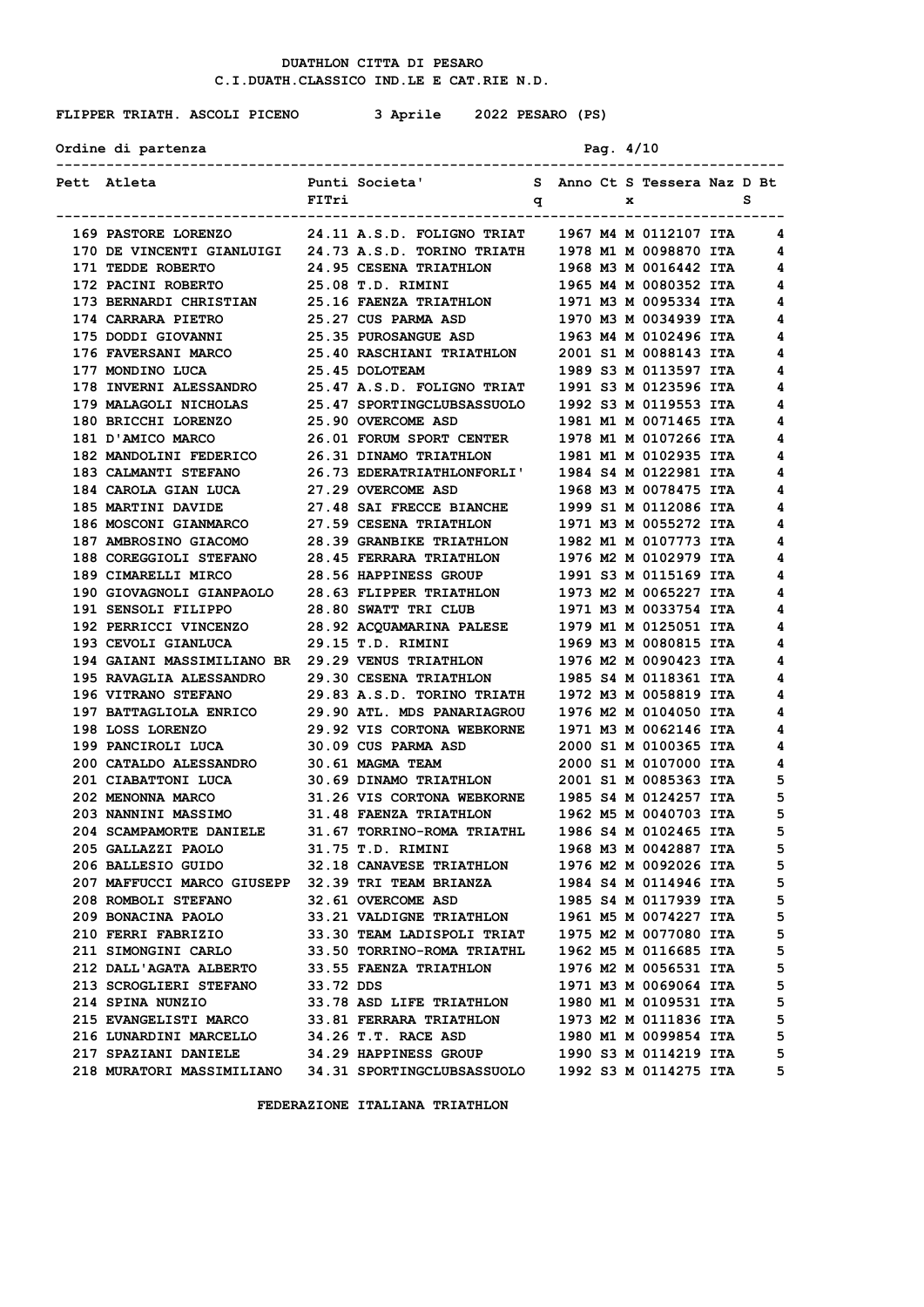# DUATHLON CITTA DI PESARO

## C.I.DUATH.CLASSICO IND.LE E CAT.RIE N.D.

**FLIPPER TRIATH. ASCOLI PICENO      3 Aprile   2022 PESARO (PS)**

**Ordine di partenza**

| Pett | Atleta | Punti FITri | Societa' | Sq | Anno | Ct | Sx | Tessera | Naz | DS | Bt |
|---|---|---|---|---|---|---|---|---|---|---|---|
| 169 | PASTORE LORENZO | 24.11 | A.S.D. FOLIGNO TRIAT | | 1967 | M4 | M | 0112107 | ITA | | 4 |
| 170 | DE VINCENTI GIANLUIGI | 24.73 | A.S.D. TORINO TRIATH | | 1978 | M1 | M | 0098870 | ITA | | 4 |
| 171 | TEDDE ROBERTO | 24.95 | CESENA TRIATHLON | | 1968 | M3 | M | 0016442 | ITA | | 4 |
| 172 | PACINI ROBERTO | 25.08 | T.D. RIMINI | | 1965 | M4 | M | 0080352 | ITA | | 4 |
| 173 | BERNARDI CHRISTIAN | 25.16 | FAENZA TRIATHLON | | 1971 | M3 | M | 0095334 | ITA | | 4 |
| 174 | CARRARA PIETRO | 25.27 | CUS PARMA ASD | | 1970 | M3 | M | 0034939 | ITA | | 4 |
| 175 | DODDI GIOVANNI | 25.35 | PUROSANGUE ASD | | 1963 | M4 | M | 0102496 | ITA | | 4 |
| 176 | FAVERSANI MARCO | 25.40 | RASCHIANI TRIATHLON | | 2001 | S1 | M | 0088143 | ITA | | 4 |
| 177 | MONDINO LUCA | 25.45 | DOLOTEAM | | 1989 | S3 | M | 0113597 | ITA | | 4 |
| 178 | INVERNI ALESSANDRO | 25.47 | A.S.D. FOLIGNO TRIAT | | 1991 | S3 | M | 0123596 | ITA | | 4 |
| 179 | MALAGOLI NICHOLAS | 25.47 | SPORTINGCLUBSASSUOLO | | 1992 | S3 | M | 0119553 | ITA | | 4 |
| 180 | BRICCHI LORENZO | 25.90 | OVERCOME ASD | | 1981 | M1 | M | 0071465 | ITA | | 4 |
| 181 | D'AMICO MARCO | 26.01 | FORUM SPORT CENTER | | 1978 | M1 | M | 0107266 | ITA | | 4 |
| 182 | MANDOLINI FEDERICO | 26.31 | DINAMO TRIATHLON | | 1981 | M1 | M | 0102935 | ITA | | 4 |
| 183 | CALMANTI STEFANO | 26.73 | EDERATRIATHLONFORLI' | | 1984 | S4 | M | 0122981 | ITA | | 4 |
| 184 | CAROLA GIAN LUCA | 27.29 | OVERCOME ASD | | 1968 | M3 | M | 0078475 | ITA | | 4 |
| 185 | MARTINI DAVIDE | 27.48 | SAI FRECCE BIANCHE | | 1999 | S1 | M | 0112086 | ITA | | 4 |
| 186 | MOSCONI GIANMARCO | 27.59 | CESENA TRIATHLON | | 1971 | M3 | M | 0055272 | ITA | | 4 |
| 187 | AMBROSINO GIACOMO | 28.39 | GRANBIKE TRIATHLON | | 1982 | M1 | M | 0107773 | ITA | | 4 |
| 188 | COREGGIOLI STEFANO | 28.45 | FERRARA TRIATHLON | | 1976 | M2 | M | 0102979 | ITA | | 4 |
| 189 | CIMARELLI MIRCO | 28.56 | HAPPINESS GROUP | | 1991 | S3 | M | 0115169 | ITA | | 4 |
| 190 | GIOVAGNOLI GIANPAOLO | 28.63 | FLIPPER TRIATHLON | | 1973 | M2 | M | 0065227 | ITA | | 4 |
| 191 | SENSOLI FILIPPO | 28.80 | SWATT TRI CLUB | | 1971 | M3 | M | 0033754 | ITA | | 4 |
| 192 | PERRICCI VINCENZO | 28.92 | ACQUAMARINA PALESE | | 1979 | M1 | M | 0125051 | ITA | | 4 |
| 193 | CEVOLI GIANLUCA | 29.15 | T.D. RIMINI | | 1969 | M3 | M | 0080815 | ITA | | 4 |
| 194 | GAIANI MASSIMILIANO BR | 29.29 | VENUS TRIATHLON | | 1976 | M2 | M | 0090423 | ITA | | 4 |
| 195 | RAVAGLIA ALESSANDRO | 29.30 | CESENA TRIATHLON | | 1985 | S4 | M | 0118361 | ITA | | 4 |
| 196 | VITRANO STEFANO | 29.83 | A.S.D. TORINO TRIATH | | 1972 | M3 | M | 0058819 | ITA | | 4 |
| 197 | BATTAGLIOLA ENRICO | 29.90 | ATL. MDS PANARIAGROU | | 1976 | M2 | M | 0104050 | ITA | | 4 |
| 198 | LOSS LORENZO | 29.92 | VIS CORTONA WEBKORNE | | 1971 | M3 | M | 0062146 | ITA | | 4 |
| 199 | PANCIROLI LUCA | 30.09 | CUS PARMA ASD | | 2000 | S1 | M | 0100365 | ITA | | 4 |
| 200 | CATALDO ALESSANDRO | 30.61 | MAGMA TEAM | | 2000 | S1 | M | 0107000 | ITA | | 4 |
| 201 | CIABATTONI LUCA | 30.69 | DINAMO TRIATHLON | | 2001 | S1 | M | 0085363 | ITA | | 5 |
| 202 | MENONNA MARCO | 31.26 | VIS CORTONA WEBKORNE | | 1985 | S4 | M | 0124257 | ITA | | 5 |
| 203 | NANNINI MASSIMO | 31.48 | FAENZA TRIATHLON | | 1962 | M5 | M | 0040703 | ITA | | 5 |
| 204 | SCAMPAMORTE DANIELE | 31.67 | TORRINO-ROMA TRIATHL | | 1986 | S4 | M | 0102465 | ITA | | 5 |
| 205 | GALLAZZI PAOLO | 31.75 | T.D. RIMINI | | 1968 | M3 | M | 0042887 | ITA | | 5 |
| 206 | BALLESIO GUIDO | 32.18 | CANAVESE TRIATHLON | | 1976 | M2 | M | 0092026 | ITA | | 5 |
| 207 | MAFFUCCI MARCO GIUSEPP | 32.39 | TRI TEAM BRIANZA | | 1984 | S4 | M | 0114946 | ITA | | 5 |
| 208 | ROMBOLI STEFANO | 32.61 | OVERCOME ASD | | 1985 | S4 | M | 0117939 | ITA | | 5 |
| 209 | BONACINA PAOLO | 33.21 | VALDIGNE TRIATHLON | | 1961 | M5 | M | 0074227 | ITA | | 5 |
| 210 | FERRI FABRIZIO | 33.30 | TEAM LADISPOLI TRIAT | | 1975 | M2 | M | 0077080 | ITA | | 5 |
| 211 | SIMONGINI CARLO | 33.50 | TORRINO-ROMA TRIATHL | | 1962 | M5 | M | 0116685 | ITA | | 5 |
| 212 | DALL'AGATA ALBERTO | 33.55 | FAENZA TRIATHLON | | 1976 | M2 | M | 0056531 | ITA | | 5 |
| 213 | SCROGLIERI STEFANO | 33.72 | DDS | | 1971 | M3 | M | 0069064 | ITA | | 5 |
| 214 | SPINA NUNZIO | 33.78 | ASD LIFE TRIATHLON | | 1980 | M1 | M | 0109531 | ITA | | 5 |
| 215 | EVANGELISTI MARCO | 33.81 | FERRARA TRIATHLON | | 1973 | M2 | M | 0111836 | ITA | | 5 |
| 216 | LUNARDINI MARCELLO | 34.26 | T.T. RACE ASD | | 1980 | M1 | M | 0099854 | ITA | | 5 |
| 217 | SPAZIANI DANIELE | 34.29 | HAPPINESS GROUP | | 1990 | S3 | M | 0114219 | ITA | | 5 |
| 218 | MURATORI MASSIMILIANO | 34.31 | SPORTINGCLUBSASSUOLO | | 1992 | S3 | M | 0114275 | ITA | | 5 |

FEDERAZIONE ITALIANA TRIATHLON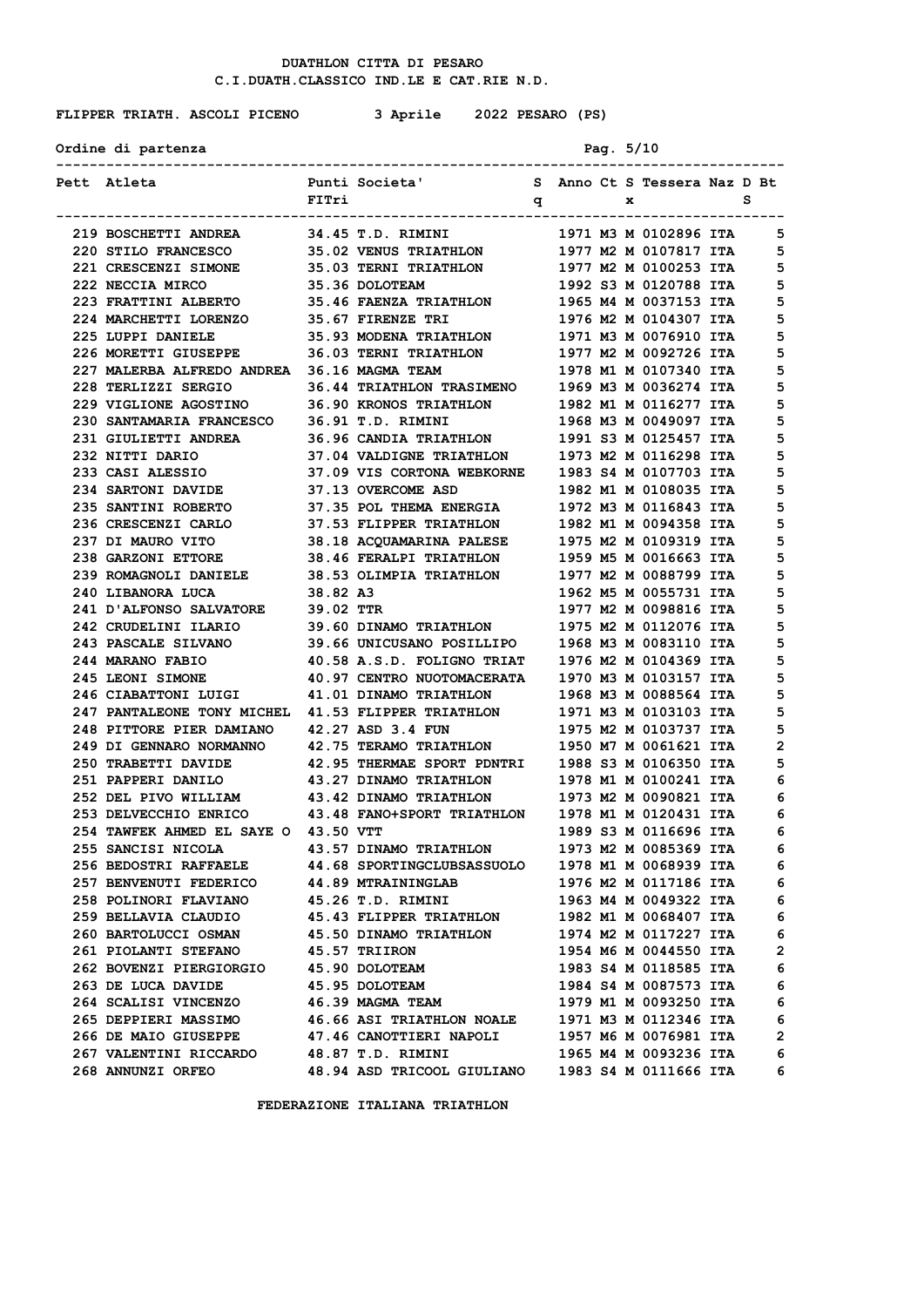# DUATHLON CITTA DI PESARO

## C.I.DUATH.CLASSICO IND.LE E CAT.RIE N.D.

**FLIPPER TRIATH. ASCOLI PICENO** 3 Aprile 2022 PESARO (PS)

**Ordine di partenza**

| Pett | Atleta | Punti FITri | Societa' | Sq | Anno | Ct | Sx | Tessera | Naz | D | Bts |
|---|---|---|---|---|---|---|---|---|---|---|---|
| 219 | BOSCHETTI ANDREA | 34.45 | T.D. RIMINI | | 1971 | M3 | M | 0102896 | ITA | | 5 |
| 220 | STILO FRANCESCO | 35.02 | VENUS TRIATHLON | | 1977 | M2 | M | 0107817 | ITA | | 5 |
| 221 | CRESCENZI SIMONE | 35.03 | TERNI TRIATHLON | | 1977 | M2 | M | 0100253 | ITA | | 5 |
| 222 | NECCIA MIRCO | 35.36 | DOLOTEAM | | 1992 | S3 | M | 0120788 | ITA | | 5 |
| 223 | FRATTINI ALBERTO | 35.46 | FAENZA TRIATHLON | | 1965 | M4 | M | 0037153 | ITA | | 5 |
| 224 | MARCHETTI LORENZO | 35.67 | FIRENZE TRI | | 1976 | M2 | M | 0104307 | ITA | | 5 |
| 225 | LUPPI DANIELE | 35.93 | MODENA TRIATHLON | | 1971 | M3 | M | 0076910 | ITA | | 5 |
| 226 | MORETTI GIUSEPPE | 36.03 | TERNI TRIATHLON | | 1977 | M2 | M | 0092726 | ITA | | 5 |
| 227 | MALERBA ALFREDO ANDREA | 36.16 | MAGMA TEAM | | 1978 | M1 | M | 0107340 | ITA | | 5 |
| 228 | TERLIZZI SERGIO | 36.44 | TRIATHLON TRASIMENO | | 1969 | M3 | M | 0036274 | ITA | | 5 |
| 229 | VIGLIONE AGOSTINO | 36.90 | KRONOS TRIATHLON | | 1982 | M1 | M | 0116277 | ITA | | 5 |
| 230 | SANTAMARIA FRANCESCO | 36.91 | T.D. RIMINI | | 1968 | M3 | M | 0049097 | ITA | | 5 |
| 231 | GIULIETTI ANDREA | 36.96 | CANDIA TRIATHLON | | 1991 | S3 | M | 0125457 | ITA | | 5 |
| 232 | NITTI DARIO | 37.04 | VALDIGNE TRIATHLON | | 1973 | M2 | M | 0116298 | ITA | | 5 |
| 233 | CASI ALESSIO | 37.09 | VIS CORTONA WEBKORNE | | 1983 | S4 | M | 0107703 | ITA | | 5 |
| 234 | SARTONI DAVIDE | 37.13 | OVERCOME ASD | | 1982 | M1 | M | 0108035 | ITA | | 5 |
| 235 | SANTINI ROBERTO | 37.35 | POL THEMA ENERGIA | | 1972 | M3 | M | 0116843 | ITA | | 5 |
| 236 | CRESCENZI CARLO | 37.53 | FLIPPER TRIATHLON | | 1982 | M1 | M | 0094358 | ITA | | 5 |
| 237 | DI MAURO VITO | 38.18 | ACQUAMARINA PALESE | | 1975 | M2 | M | 0109319 | ITA | | 5 |
| 238 | GARZONI ETTORE | 38.46 | FERALPI TRIATHLON | | 1959 | M5 | M | 0016663 | ITA | | 5 |
| 239 | ROMAGNOLI DANIELE | 38.53 | OLIMPIA TRIATHLON | | 1977 | M2 | M | 0088799 | ITA | | 5 |
| 240 | LIBANORA LUCA | 38.82 | A3 | | 1962 | M5 | M | 0055731 | ITA | | 5 |
| 241 | D'ALFONSO SALVATORE | 39.02 | TTR | | 1977 | M2 | M | 0098816 | ITA | | 5 |
| 242 | CRUDELINI ILARIO | 39.60 | DINAMO TRIATHLON | | 1975 | M2 | M | 0112076 | ITA | | 5 |
| 243 | PASCALE SILVANO | 39.66 | UNICUSANO POSILLIPO | | 1968 | M3 | M | 0083110 | ITA | | 5 |
| 244 | MARANO FABIO | 40.58 | A.S.D. FOLIGNO TRIAT | | 1976 | M2 | M | 0104369 | ITA | | 5 |
| 245 | LEONI SIMONE | 40.97 | CENTRO NUOTOMACERATA | | 1970 | M3 | M | 0103157 | ITA | | 5 |
| 246 | CIABATTONI LUIGI | 41.01 | DINAMO TRIATHLON | | 1968 | M3 | M | 0088564 | ITA | | 5 |
| 247 | PANTALEONE TONY MICHEL | 41.53 | FLIPPER TRIATHLON | | 1971 | M3 | M | 0103103 | ITA | | 5 |
| 248 | PITTORE PIER DAMIANO | 42.27 | ASD 3.4 FUN | | 1975 | M2 | M | 0103737 | ITA | | 5 |
| 249 | DI GENNARO NORMANNO | 42.75 | TERAMO TRIATHLON | | 1950 | M7 | M | 0061621 | ITA | | 2 |
| 250 | TRABETTI DAVIDE | 42.95 | THERMAE SPORT PDNTRI | | 1988 | S3 | M | 0106350 | ITA | | 5 |
| 251 | PAPPERI DANILO | 43.27 | DINAMO TRIATHLON | | 1978 | M1 | M | 0100241 | ITA | | 6 |
| 252 | DEL PIVO WILLIAM | 43.42 | DINAMO TRIATHLON | | 1973 | M2 | M | 0090821 | ITA | | 6 |
| 253 | DELVECCHIO ENRICO | 43.48 | FANO+SPORT TRIATHLON | | 1978 | M1 | M | 0120431 | ITA | | 6 |
| 254 | TAWFEK AHMED EL SAYE O | 43.50 | VTT | | 1989 | S3 | M | 0116696 | ITA | | 6 |
| 255 | SANCISI NICOLA | 43.57 | DINAMO TRIATHLON | | 1973 | M2 | M | 0085369 | ITA | | 6 |
| 256 | BEDOSTRI RAFFAELE | 44.68 | SPORTINGCLUBSASSUOLO | | 1978 | M1 | M | 0068939 | ITA | | 6 |
| 257 | BENVENUTI FEDERICO | 44.89 | MTRAININGLAB | | 1976 | M2 | M | 0117186 | ITA | | 6 |
| 258 | POLINORI FLAVIANO | 45.26 | T.D. RIMINI | | 1963 | M4 | M | 0049322 | ITA | | 6 |
| 259 | BELLAVIA CLAUDIO | 45.43 | FLIPPER TRIATHLON | | 1982 | M1 | M | 0068407 | ITA | | 6 |
| 260 | BARTOLUCCI OSMAN | 45.50 | DINAMO TRIATHLON | | 1974 | M2 | M | 0117227 | ITA | | 6 |
| 261 | PIOLANTI STEFANO | 45.57 | TRIIRON | | 1954 | M6 | M | 0044550 | ITA | | 2 |
| 262 | BOVENZI PIERGIORGIO | 45.90 | DOLOTEAM | | 1983 | S4 | M | 0118585 | ITA | | 6 |
| 263 | DE LUCA DAVIDE | 45.95 | DOLOTEAM | | 1984 | S4 | M | 0087573 | ITA | | 6 |
| 264 | SCALISI VINCENZO | 46.39 | MAGMA TEAM | | 1979 | M1 | M | 0093250 | ITA | | 6 |
| 265 | DEPPIERI MASSIMO | 46.66 | ASI TRIATHLON NOALE | | 1971 | M3 | M | 0112346 | ITA | | 6 |
| 266 | DE MAIO GIUSEPPE | 47.46 | CANOTTIERI NAPOLI | | 1957 | M6 | M | 0076981 | ITA | | 2 |
| 267 | VALENTINI RICCARDO | 48.87 | T.D. RIMINI | | 1965 | M4 | M | 0093236 | ITA | | 6 |
| 268 | ANNUNZI ORFEO | 48.94 | ASD TRICOOL GIULIANO | | 1983 | S4 | M | 0111666 | ITA | | 6 |

FEDERAZIONE ITALIANA TRIATHLON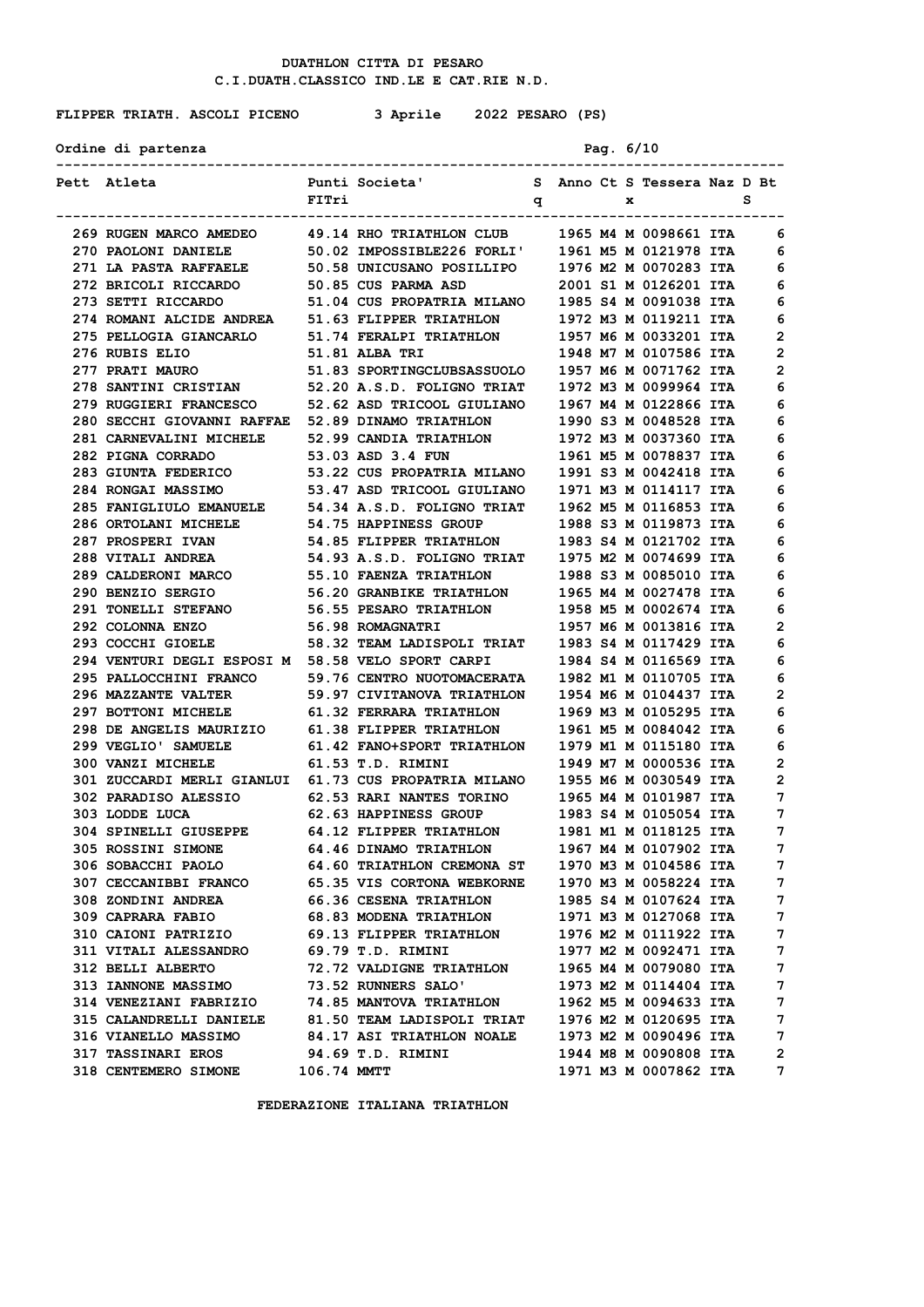# DUATHLON CITTA DI PESARO

## C.I.DUATH.CLASSICO IND.LE E CAT.RIE N.D.

**FLIPPER TRIATH. ASCOLI PICENO** 3 Aprile 2022 PESARO (PS)

**Ordine di partenza**

| Pett | Atleta | Punti FITri | Societa' | Sq | Anno | Ct | Sx | Tessera | Naz | D | Bt S |
|---|---|---|---|---|---|---|---|---|---|---|---|
| 269 | RUGEN MARCO AMEDEO | 49.14 | RHO TRIATHLON CLUB | | 1965 | M4 | M | 0098661 | ITA | | 6 |
| 270 | PAOLONI DANIELE | 50.02 | IMPOSSIBLE226 FORLI' | | 1961 | M5 | M | 0121978 | ITA | | 6 |
| 271 | LA PASTA RAFFAELE | 50.58 | UNICUSANO POSILLIPO | | 1976 | M2 | M | 0070283 | ITA | | 6 |
| 272 | BRICOLI RICCARDO | 50.85 | CUS PARMA ASD | | 2001 | S1 | M | 0126201 | ITA | | 6 |
| 273 | SETTI RICCARDO | 51.04 | CUS PROPATRIA MILANO | | 1985 | S4 | M | 0091038 | ITA | | 6 |
| 274 | ROMANI ALCIDE ANDREA | 51.63 | FLIPPER TRIATHLON | | 1972 | M3 | M | 0119211 | ITA | | 6 |
| 275 | PELLOGIA GIANCARLO | 51.74 | FERALPI TRIATHLON | | 1957 | M6 | M | 0033201 | ITA | | 2 |
| 276 | RUBIS ELIO | 51.81 | ALBA TRI | | 1948 | M7 | M | 0107586 | ITA | | 2 |
| 277 | PRATI MAURO | 51.83 | SPORTINGCLUBSASSUOLO | | 1957 | M6 | M | 0071762 | ITA | | 2 |
| 278 | SANTINI CRISTIAN | 52.20 | A.S.D. FOLIGNO TRIAT | | 1972 | M3 | M | 0099964 | ITA | | 6 |
| 279 | RUGGIERI FRANCESCO | 52.62 | ASD TRICOOL GIULIANO | | 1967 | M4 | M | 0122866 | ITA | | 6 |
| 280 | SECCHI GIOVANNI RAFFAE | 52.89 | DINAMO TRIATHLON | | 1990 | S3 | M | 0048528 | ITA | | 6 |
| 281 | CARNEVALINI MICHELE | 52.99 | CANDIA TRIATHLON | | 1972 | M3 | M | 0037360 | ITA | | 6 |
| 282 | PIGNA CORRADO | 53.03 | ASD 3.4 FUN | | 1961 | M5 | M | 0078837 | ITA | | 6 |
| 283 | GIUNTA FEDERICO | 53.22 | CUS PROPATRIA MILANO | | 1991 | S3 | M | 0042418 | ITA | | 6 |
| 284 | RONGAI MASSIMO | 53.47 | ASD TRICOOL GIULIANO | | 1971 | M3 | M | 0114117 | ITA | | 6 |
| 285 | FANIGLIULO EMANUELE | 54.34 | A.S.D. FOLIGNO TRIAT | | 1962 | M5 | M | 0116853 | ITA | | 6 |
| 286 | ORTOLANI MICHELE | 54.75 | HAPPINESS GROUP | | 1988 | S3 | M | 0119873 | ITA | | 6 |
| 287 | PROSPERI IVAN | 54.85 | FLIPPER TRIATHLON | | 1983 | S4 | M | 0121702 | ITA | | 6 |
| 288 | VITALI ANDREA | 54.93 | A.S.D. FOLIGNO TRIAT | | 1975 | M2 | M | 0074699 | ITA | | 6 |
| 289 | CALDERONI MARCO | 55.10 | FAENZA TRIATHLON | | 1988 | S3 | M | 0085010 | ITA | | 6 |
| 290 | BENZIO SERGIO | 56.20 | GRANBIKE TRIATHLON | | 1965 | M4 | M | 0027478 | ITA | | 6 |
| 291 | TONELLI STEFANO | 56.55 | PESARO TRIATHLON | | 1958 | M5 | M | 0002674 | ITA | | 6 |
| 292 | COLONNA ENZO | 56.98 | ROMAGNATRI | | 1957 | M6 | M | 0013816 | ITA | | 2 |
| 293 | COCCHI GIOELE | 58.32 | TEAM LADISPOLI TRIAT | | 1983 | S4 | M | 0117429 | ITA | | 6 |
| 294 | VENTURI DEGLI ESPOSI M | 58.58 | VELO SPORT CARPI | | 1984 | S4 | M | 0116569 | ITA | | 6 |
| 295 | PALLOCCHINI FRANCO | 59.76 | CENTRO NUOTOMACERATA | | 1982 | M1 | M | 0110705 | ITA | | 6 |
| 296 | MAZZANTE VALTER | 59.97 | CIVITANOVA TRIATHLON | | 1954 | M6 | M | 0104437 | ITA | | 2 |
| 297 | BOTTONI MICHELE | 61.32 | FERRARA TRIATHLON | | 1969 | M3 | M | 0105295 | ITA | | 6 |
| 298 | DE ANGELIS MAURIZIO | 61.38 | FLIPPER TRIATHLON | | 1961 | M5 | M | 0084042 | ITA | | 6 |
| 299 | VEGLIO' SAMUELE | 61.42 | FANO+SPORT TRIATHLON | | 1979 | M1 | M | 0115180 | ITA | | 6 |
| 300 | VANZI MICHELE | 61.53 | T.D. RIMINI | | 1949 | M7 | M | 0000536 | ITA | | 2 |
| 301 | ZUCCARDI MERLI GIANLUI | 61.73 | CUS PROPATRIA MILANO | | 1955 | M6 | M | 0030549 | ITA | | 2 |
| 302 | PARADISO ALESSIO | 62.53 | RARI NANTES TORINO | | 1965 | M4 | M | 0101987 | ITA | | 7 |
| 303 | LODDE LUCA | 62.63 | HAPPINESS GROUP | | 1983 | S4 | M | 0105054 | ITA | | 7 |
| 304 | SPINELLI GIUSEPPE | 64.12 | FLIPPER TRIATHLON | | 1981 | M1 | M | 0118125 | ITA | | 7 |
| 305 | ROSSINI SIMONE | 64.46 | DINAMO TRIATHLON | | 1967 | M4 | M | 0107902 | ITA | | 7 |
| 306 | SOBACCHI PAOLO | 64.60 | TRIATHLON CREMONA ST | | 1970 | M3 | M | 0104586 | ITA | | 7 |
| 307 | CECCANIBBI FRANCO | 65.35 | VIS CORTONA WEBKORNE | | 1970 | M3 | M | 0058224 | ITA | | 7 |
| 308 | ZONDINI ANDREA | 66.36 | CESENA TRIATHLON | | 1985 | S4 | M | 0107624 | ITA | | 7 |
| 309 | CAPRARA FABIO | 68.83 | MODENA TRIATHLON | | 1971 | M3 | M | 0127068 | ITA | | 7 |
| 310 | CAIONI PATRIZIO | 69.13 | FLIPPER TRIATHLON | | 1976 | M2 | M | 0111922 | ITA | | 7 |
| 311 | VITALI ALESSANDRO | 69.79 | T.D. RIMINI | | 1977 | M2 | M | 0092471 | ITA | | 7 |
| 312 | BELLI ALBERTO | 72.72 | VALDIGNE TRIATHLON | | 1965 | M4 | M | 0079080 | ITA | | 7 |
| 313 | IANNONE MASSIMO | 73.52 | RUNNERS SALO' | | 1973 | M2 | M | 0114404 | ITA | | 7 |
| 314 | VENEZIANI FABRIZIO | 74.85 | MANTOVA TRIATHLON | | 1962 | M5 | M | 0094633 | ITA | | 7 |
| 315 | CALANDRELLI DANIELE | 81.50 | TEAM LADISPOLI TRIAT | | 1976 | M2 | M | 0120695 | ITA | | 7 |
| 316 | VIANELLO MASSIMO | 84.17 | ASI TRIATHLON NOALE | | 1973 | M2 | M | 0090496 | ITA | | 7 |
| 317 | TASSINARI EROS | 94.69 | T.D. RIMINI | | 1944 | M8 | M | 0090808 | ITA | | 2 |
| 318 | CENTEMERO SIMONE | 106.74 | MMTT | | 1971 | M3 | M | 0007862 | ITA | | 7 |

FEDERAZIONE ITALIANA TRIATHLON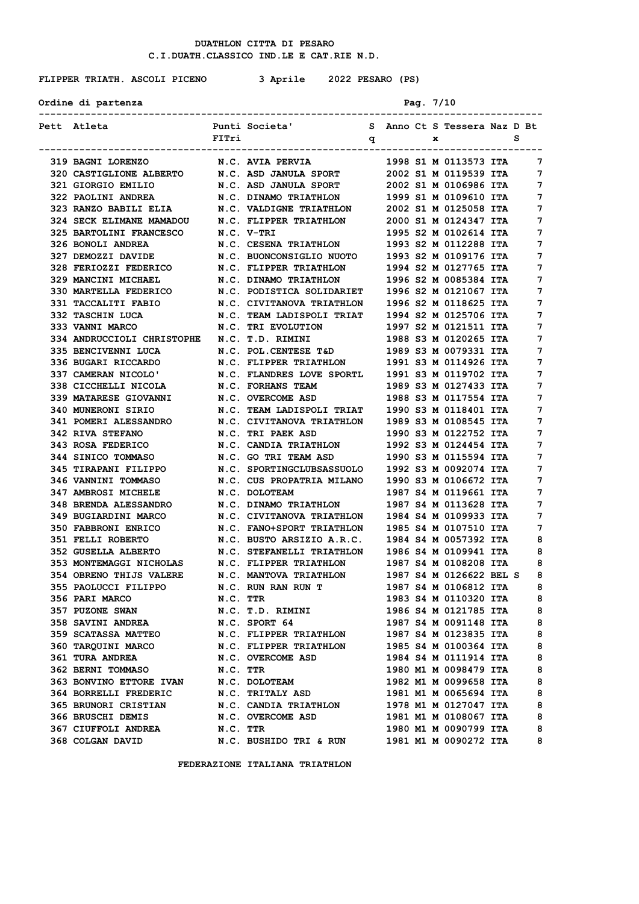DUATHLON CITTA DI PESARO
C.I.DUATH.CLASSICO IND.LE E CAT.RIE N.D.

FLIPPER TRIATH. ASCOLI PICENO 3 Aprile 2022 PESARO (PS)

Ordine di partenza

| Pett | Atleta | Punti FITri | Societa' | Sq | Anno | Ct | Sx | Tessera | Naz | DS | Bt |
|---|---|---|---|---|---|---|---|---|---|---|---|
| 319 | BAGNI LORENZO | N.C. | AVIA PERVIA | | 1998 | S1 | M | 0113573 | ITA | | 7 |
| 320 | CASTIGLIONE ALBERTO | N.C. | ASD JANULA SPORT | | 2002 | S1 | M | 0119539 | ITA | | 7 |
| 321 | GIORGIO EMILIO | N.C. | ASD JANULA SPORT | | 2002 | S1 | M | 0106986 | ITA | | 7 |
| 322 | PAOLINI ANDREA | N.C. | DINAMO TRIATHLON | | 1999 | S1 | M | 0109610 | ITA | | 7 |
| 323 | RANZO BABILI ELIA | N.C. | VALDIGNE TRIATHLON | | 2002 | S1 | M | 0125058 | ITA | | 7 |
| 324 | SECK ELIMANE MAMADOU | N.C. | FLIPPER TRIATHLON | | 2000 | S1 | M | 0124347 | ITA | | 7 |
| 325 | BARTOLINI FRANCESCO | N.C. | V-TRI | | 1995 | S2 | M | 0102614 | ITA | | 7 |
| 326 | BONOLI ANDREA | N.C. | CESENA TRIATHLON | | 1993 | S2 | M | 0112288 | ITA | | 7 |
| 327 | DEMOZZI DAVIDE | N.C. | BUONCONSIGLIO NUOTO | | 1993 | S2 | M | 0109176 | ITA | | 7 |
| 328 | FERIOZZI FEDERICO | N.C. | FLIPPER TRIATHLON | | 1994 | S2 | M | 0127765 | ITA | | 7 |
| 329 | MANCINI MICHAEL | N.C. | DINAMO TRIATHLON | | 1996 | S2 | M | 0085384 | ITA | | 7 |
| 330 | MARTELLA FEDERICO | N.C. | PODISTICA SOLIDARIET | | 1996 | S2 | M | 0121067 | ITA | | 7 |
| 331 | TACCALITI FABIO | N.C. | CIVITANOVA TRIATHLON | | 1996 | S2 | M | 0118625 | ITA | | 7 |
| 332 | TASCHIN LUCA | N.C. | TEAM LADISPOLI TRIAT | | 1994 | S2 | M | 0125706 | ITA | | 7 |
| 333 | VANNI MARCO | N.C. | TRI EVOLUTION | | 1997 | S2 | M | 0121511 | ITA | | 7 |
| 334 | ANDRUCCIOLI CHRISTOPHE | N.C. | T.D. RIMINI | | 1988 | S3 | M | 0120265 | ITA | | 7 |
| 335 | BENCIVENNI LUCA | N.C. | POL.CENTESE T&D | | 1989 | S3 | M | 0079331 | ITA | | 7 |
| 336 | BUGARI RICCARDO | N.C. | FLIPPER TRIATHLON | | 1991 | S3 | M | 0114926 | ITA | | 7 |
| 337 | CAMERAN NICOLO' | N.C. | FLANDRES LOVE SPORTL | | 1991 | S3 | M | 0119702 | ITA | | 7 |
| 338 | CICCHELLI NICOLA | N.C. | FORHANS TEAM | | 1989 | S3 | M | 0127433 | ITA | | 7 |
| 339 | MATARESE GIOVANNI | N.C. | OVERCOME ASD | | 1988 | S3 | M | 0117554 | ITA | | 7 |
| 340 | MUNERONI SIRIO | N.C. | TEAM LADISPOLI TRIAT | | 1990 | S3 | M | 0118401 | ITA | | 7 |
| 341 | POMERI ALESSANDRO | N.C. | CIVITANOVA TRIATHLON | | 1989 | S3 | M | 0108545 | ITA | | 7 |
| 342 | RIVA STEFANO | N.C. | TRI PAEK ASD | | 1990 | S3 | M | 0122752 | ITA | | 7 |
| 343 | ROSA FEDERICO | N.C. | CANDIA TRIATHLON | | 1992 | S3 | M | 0124454 | ITA | | 7 |
| 344 | SINICO TOMMASO | N.C. | GO TRI TEAM ASD | | 1990 | S3 | M | 0115594 | ITA | | 7 |
| 345 | TIRAPANI FILIPPO | N.C. | SPORTINGCLUBSASSUOLO | | 1992 | S3 | M | 0092074 | ITA | | 7 |
| 346 | VANNINI TOMMASO | N.C. | CUS PROPATRIA MILANO | | 1990 | S3 | M | 0106672 | ITA | | 7 |
| 347 | AMBROSI MICHELE | N.C. | DOLOTEAM | | 1987 | S4 | M | 0119661 | ITA | | 7 |
| 348 | BRENDA ALESSANDRO | N.C. | DINAMO TRIATHLON | | 1987 | S4 | M | 0113628 | ITA | | 7 |
| 349 | BUGIARDINI MARCO | N.C. | CIVITANOVA TRIATHLON | | 1984 | S4 | M | 0109933 | ITA | | 7 |
| 350 | FABBRONI ENRICO | N.C. | FANO+SPORT TRIATHLON | | 1985 | S4 | M | 0107510 | ITA | | 7 |
| 351 | FELLI ROBERTO | N.C. | BUSTO ARSIZIO A.R.C. | | 1984 | S4 | M | 0057392 | ITA | | 8 |
| 352 | GUSELLA ALBERTO | N.C. | STEFANELLI TRIATHLON | | 1986 | S4 | M | 0109941 | ITA | | 8 |
| 353 | MONTEMAGGI NICHOLAS | N.C. | FLIPPER TRIATHLON | | 1987 | S4 | M | 0108208 | ITA | | 8 |
| 354 | OBRENO THIJS VALERE | N.C. | MANTOVA TRIATHLON | | 1987 | S4 | M | 0126622 | BEL | S | 8 |
| 355 | PAOLUCCI FILIPPO | N.C. | RUN RAN RUN T | | 1987 | S4 | M | 0106812 | ITA | | 8 |
| 356 | PARI MARCO | N.C. | TTR | | 1983 | S4 | M | 0110320 | ITA | | 8 |
| 357 | PUZONE SWAN | N.C. | T.D. RIMINI | | 1986 | S4 | M | 0121785 | ITA | | 8 |
| 358 | SAVINI ANDREA | N.C. | SPORT 64 | | 1987 | S4 | M | 0091148 | ITA | | 8 |
| 359 | SCATASSA MATTEO | N.C. | FLIPPER TRIATHLON | | 1987 | S4 | M | 0123835 | ITA | | 8 |
| 360 | TARQUINI MARCO | N.C. | FLIPPER TRIATHLON | | 1985 | S4 | M | 0100364 | ITA | | 8 |
| 361 | TURA ANDREA | N.C. | OVERCOME ASD | | 1984 | S4 | M | 0111914 | ITA | | 8 |
| 362 | BERNI TOMMASO | N.C. | TTR | | 1980 | M1 | M | 0098479 | ITA | | 8 |
| 363 | BONVINO ETTORE IVAN | N.C. | DOLOTEAM | | 1982 | M1 | M | 0099658 | ITA | | 8 |
| 364 | BORRELLI FREDERIC | N.C. | TRITALY ASD | | 1981 | M1 | M | 0065694 | ITA | | 8 |
| 365 | BRUNORI CRISTIAN | N.C. | CANDIA TRIATHLON | | 1978 | M1 | M | 0127047 | ITA | | 8 |
| 366 | BRUSCHI DEMIS | N.C. | OVERCOME ASD | | 1981 | M1 | M | 0108067 | ITA | | 8 |
| 367 | CIUFFOLI ANDREA | N.C. | TTR | | 1980 | M1 | M | 0090799 | ITA | | 8 |
| 368 | COLGAN DAVID | N.C. | BUSHIDO TRI & RUN | | 1981 | M1 | M | 0090272 | ITA | | 8 |

FEDERAZIONE ITALIANA TRIATHLON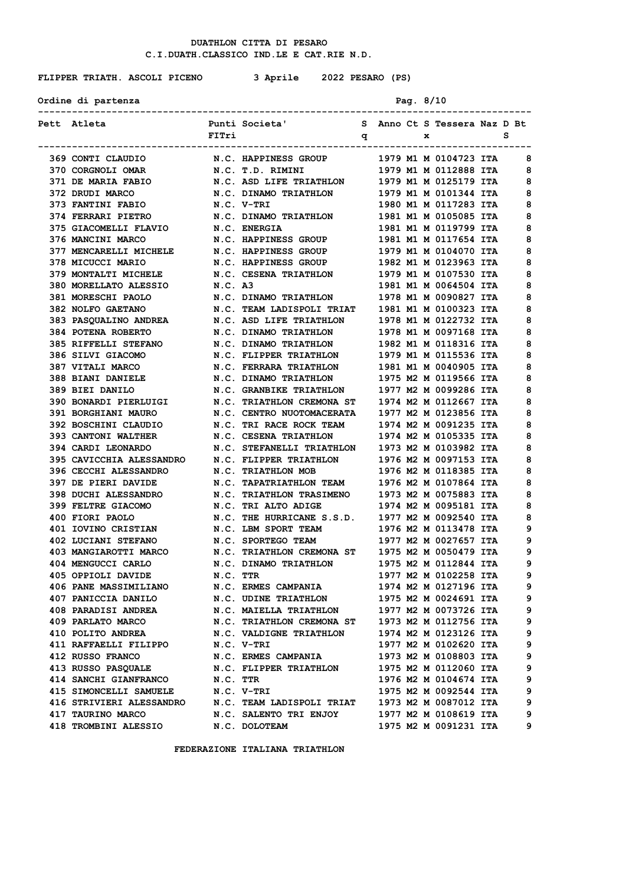DUATHLON CITTA DI PESARO
C.I.DUATH.CLASSICO IND.LE E CAT.RIE N.D.

FLIPPER TRIATH. ASCOLI PICENO 3 Aprile 2022 PESARO (PS)

Ordine di partenza

| Pett | Atleta | Punti FITri | Societa' | Sq | Anno | Ct | Sx | Tessera | Naz | D | Bt S |
|---|---|---|---|---|---|---|---|---|---|---|---|
| 369 | CONTI CLAUDIO | N.C. | HAPPINESS GROUP | | 1979 | M1 | M | 0104723 | ITA | | 8 |
| 370 | CORGNOLI OMAR | N.C. | T.D. RIMINI | | 1979 | M1 | M | 0112888 | ITA | | 8 |
| 371 | DE MARIA FABIO | N.C. | ASD LIFE TRIATHLON | | 1979 | M1 | M | 0125179 | ITA | | 8 |
| 372 | DRUDI MARCO | N.C. | DINAMO TRIATHLON | | 1979 | M1 | M | 0101344 | ITA | | 8 |
| 373 | FANTINI FABIO | N.C. | V-TRI | | 1980 | M1 | M | 0117283 | ITA | | 8 |
| 374 | FERRARI PIETRO | N.C. | DINAMO TRIATHLON | | 1981 | M1 | M | 0105085 | ITA | | 8 |
| 375 | GIACOMELLI FLAVIO | N.C. | ENERGIA | | 1981 | M1 | M | 0119799 | ITA | | 8 |
| 376 | MANCINI MARCO | N.C. | HAPPINESS GROUP | | 1981 | M1 | M | 0117654 | ITA | | 8 |
| 377 | MENCARELLI MICHELE | N.C. | HAPPINESS GROUP | | 1979 | M1 | M | 0104070 | ITA | | 8 |
| 378 | MICUCCI MARIO | N.C. | HAPPINESS GROUP | | 1982 | M1 | M | 0123963 | ITA | | 8 |
| 379 | MONTALTI MICHELE | N.C. | CESENA TRIATHLON | | 1979 | M1 | M | 0107530 | ITA | | 8 |
| 380 | MORELLATO ALESSIO | N.C. | A3 | | 1981 | M1 | M | 0064504 | ITA | | 8 |
| 381 | MORESCHI PAOLO | N.C. | DINAMO TRIATHLON | | 1978 | M1 | M | 0090827 | ITA | | 8 |
| 382 | NOLFO GAETANO | N.C. | TEAM LADISPOLI TRIAT | | 1981 | M1 | M | 0100323 | ITA | | 8 |
| 383 | PASQUALINO ANDREA | N.C. | ASD LIFE TRIATHLON | | 1978 | M1 | M | 0122732 | ITA | | 8 |
| 384 | POTENA ROBERTO | N.C. | DINAMO TRIATHLON | | 1978 | M1 | M | 0097168 | ITA | | 8 |
| 385 | RIFFELLI STEFANO | N.C. | DINAMO TRIATHLON | | 1982 | M1 | M | 0118316 | ITA | | 8 |
| 386 | SILVI GIACOMO | N.C. | FLIPPER TRIATHLON | | 1979 | M1 | M | 0115536 | ITA | | 8 |
| 387 | VITALI MARCO | N.C. | FERRARA TRIATHLON | | 1981 | M1 | M | 0040905 | ITA | | 8 |
| 388 | BIANI DANIELE | N.C. | DINAMO TRIATHLON | | 1975 | M2 | M | 0119566 | ITA | | 8 |
| 389 | BIEI DANILO | N.C. | GRANBIKE TRIATHLON | | 1977 | M2 | M | 0099286 | ITA | | 8 |
| 390 | BONARDI PIERLUIGI | N.C. | TRIATHLON CREMONA ST | | 1974 | M2 | M | 0112667 | ITA | | 8 |
| 391 | BORGHIANI MAURO | N.C. | CENTRO NUOTOMACERATA | | 1977 | M2 | M | 0123856 | ITA | | 8 |
| 392 | BOSCHINI CLAUDIO | N.C. | TRI RACE ROCK TEAM | | 1974 | M2 | M | 0091235 | ITA | | 8 |
| 393 | CANTONI WALTHER | N.C. | CESENA TRIATHLON | | 1974 | M2 | M | 0105335 | ITA | | 8 |
| 394 | CARDI LEONARDO | N.C. | STEFANELLI TRIATHLON | | 1973 | M2 | M | 0103982 | ITA | | 8 |
| 395 | CAVICCHIA ALESSANDRO | N.C. | FLIPPER TRIATHLON | | 1976 | M2 | M | 0097153 | ITA | | 8 |
| 396 | CECCHI ALESSANDRO | N.C. | TRIATHLON MOB | | 1976 | M2 | M | 0118385 | ITA | | 8 |
| 397 | DE PIERI DAVIDE | N.C. | TAPATRIATHLON TEAM | | 1976 | M2 | M | 0107864 | ITA | | 8 |
| 398 | DUCHI ALESSANDRO | N.C. | TRIATHLON TRASIMENO | | 1973 | M2 | M | 0075883 | ITA | | 8 |
| 399 | FELTRE GIACOMO | N.C. | TRI ALTO ADIGE | | 1974 | M2 | M | 0095181 | ITA | | 8 |
| 400 | FIORI PAOLO | N.C. | THE HURRICANE S.S.D. | | 1977 | M2 | M | 0092540 | ITA | | 8 |
| 401 | IOVINO CRISTIAN | N.C. | LBM SPORT TEAM | | 1976 | M2 | M | 0113478 | ITA | | 9 |
| 402 | LUCIANI STEFANO | N.C. | SPORTEGO TEAM | | 1977 | M2 | M | 0027657 | ITA | | 9 |
| 403 | MANGIAROTTI MARCO | N.C. | TRIATHLON CREMONA ST | | 1975 | M2 | M | 0050479 | ITA | | 9 |
| 404 | MENGUCCI CARLO | N.C. | DINAMO TRIATHLON | | 1975 | M2 | M | 0112844 | ITA | | 9 |
| 405 | OPPIOLI DAVIDE | N.C. | TTR | | 1977 | M2 | M | 0102258 | ITA | | 9 |
| 406 | PANE MASSIMILIANO | N.C. | ERMES CAMPANIA | | 1974 | M2 | M | 0127196 | ITA | | 9 |
| 407 | PANICCIA DANILO | N.C. | UDINE TRIATHLON | | 1975 | M2 | M | 0024691 | ITA | | 9 |
| 408 | PARADISI ANDREA | N.C. | MAIELLA TRIATHLON | | 1977 | M2 | M | 0073726 | ITA | | 9 |
| 409 | PARLATO MARCO | N.C. | TRIATHLON CREMONA ST | | 1973 | M2 | M | 0112756 | ITA | | 9 |
| 410 | POLITO ANDREA | N.C. | VALDIGNE TRIATHLON | | 1974 | M2 | M | 0123126 | ITA | | 9 |
| 411 | RAFFAELLI FILIPPO | N.C. | V-TRI | | 1977 | M2 | M | 0102620 | ITA | | 9 |
| 412 | RUSSO FRANCO | N.C. | ERMES CAMPANIA | | 1973 | M2 | M | 0108803 | ITA | | 9 |
| 413 | RUSSO PASQUALE | N.C. | FLIPPER TRIATHLON | | 1975 | M2 | M | 0112060 | ITA | | 9 |
| 414 | SANCHI GIANFRANCO | N.C. | TTR | | 1976 | M2 | M | 0104674 | ITA | | 9 |
| 415 | SIMONCELLI SAMUELE | N.C. | V-TRI | | 1975 | M2 | M | 0092544 | ITA | | 9 |
| 416 | STRIVIERI ALESSANDRO | N.C. | TEAM LADISPOLI TRIAT | | 1973 | M2 | M | 0087012 | ITA | | 9 |
| 417 | TAURINO MARCO | N.C. | SALENTO TRI ENJOY | | 1977 | M2 | M | 0108619 | ITA | | 9 |
| 418 | TROMBINI ALESSIO | N.C. | DOLOTEAM | | 1975 | M2 | M | 0091231 | ITA | | 9 |

FEDERAZIONE ITALIANA TRIATHLON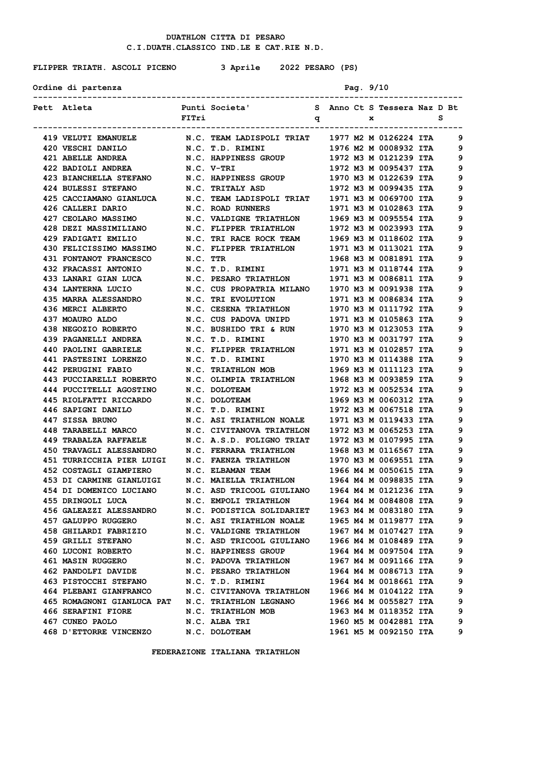DUATHLON CITTA DI PESARO
C.I.DUATH.CLASSICO IND.LE E CAT.RIE N.D.

FLIPPER TRIATH. ASCOLI PICENO 3 Aprile 2022 PESARO (PS)

Ordine di partenza

| Pett | Atleta | Punti FITri | Societa' | Sq | Anno | Ct | Sx | Tessera | Naz | D | Bts |
|---|---|---|---|---|---|---|---|---|---|---|---|
| 419 | VELUTI EMANUELE | N.C. | TEAM LADISPOLI TRIAT | | 1977 | M2 | M | 0126224 | ITA | | 9 |
| 420 | VESCHI DANILO | N.C. | T.D. RIMINI | | 1976 | M2 | M | 0008932 | ITA | | 9 |
| 421 | ABELLE ANDREA | N.C. | HAPPINESS GROUP | | 1972 | M3 | M | 0121239 | ITA | | 9 |
| 422 | BADIOLI ANDREA | N.C. | V-TRI | | 1972 | M3 | M | 0095437 | ITA | | 9 |
| 423 | BIANCHELLA STEFANO | N.C. | HAPPINESS GROUP | | 1970 | M3 | M | 0122639 | ITA | | 9 |
| 424 | BULESSI STEFANO | N.C. | TRITALY ASD | | 1972 | M3 | M | 0099435 | ITA | | 9 |
| 425 | CACCIAMANO GIANLUCA | N.C. | TEAM LADISPOLI TRIAT | | 1971 | M3 | M | 0069700 | ITA | | 9 |
| 426 | CALLERI DARIO | N.C. | ROAD RUNNERS | | 1971 | M3 | M | 0102863 | ITA | | 9 |
| 427 | CEOLARO MASSIMO | N.C. | VALDIGNE TRIATHLON | | 1969 | M3 | M | 0095554 | ITA | | 9 |
| 428 | DEZI MASSIMILIANO | N.C. | FLIPPER TRIATHLON | | 1972 | M3 | M | 0023993 | ITA | | 9 |
| 429 | FADIGATI EMILIO | N.C. | TRI RACE ROCK TEAM | | 1969 | M3 | M | 0118602 | ITA | | 9 |
| 430 | FELICISSIMO MASSIMO | N.C. | FLIPPER TRIATHLON | | 1971 | M3 | M | 0113021 | ITA | | 9 |
| 431 | FONTANOT FRANCESCO | N.C. | TTR | | 1968 | M3 | M | 0081891 | ITA | | 9 |
| 432 | FRACASSI ANTONIO | N.C. | T.D. RIMINI | | 1971 | M3 | M | 0118744 | ITA | | 9 |
| 433 | LANARI GIAN LUCA | N.C. | PESARO TRIATHLON | | 1971 | M3 | M | 0086811 | ITA | | 9 |
| 434 | LANTERNA LUCIO | N.C. | CUS PROPATRIA MILANO | | 1970 | M3 | M | 0091938 | ITA | | 9 |
| 435 | MARRA ALESSANDRO | N.C. | TRI EVOLUTION | | 1971 | M3 | M | 0086834 | ITA | | 9 |
| 436 | MERCI ALBERTO | N.C. | CESENA TRIATHLON | | 1970 | M3 | M | 0111792 | ITA | | 9 |
| 437 | MOAURO ALDO | N.C. | CUS PADOVA UNIPD | | 1971 | M3 | M | 0105863 | ITA | | 9 |
| 438 | NEGOZIO ROBERTO | N.C. | BUSHIDO TRI & RUN | | 1970 | M3 | M | 0123053 | ITA | | 9 |
| 439 | PAGANELLI ANDREA | N.C. | T.D. RIMINI | | 1970 | M3 | M | 0031797 | ITA | | 9 |
| 440 | PAOLINI GABRIELE | N.C. | FLIPPER TRIATHLON | | 1971 | M3 | M | 0102857 | ITA | | 9 |
| 441 | PASTESINI LORENZO | N.C. | T.D. RIMINI | | 1970 | M3 | M | 0114388 | ITA | | 9 |
| 442 | PERUGINI FABIO | N.C. | TRIATHLON MOB | | 1969 | M3 | M | 0111123 | ITA | | 9 |
| 443 | PUCCIARELLI ROBERTO | N.C. | OLIMPIA TRIATHLON | | 1968 | M3 | M | 0093859 | ITA | | 9 |
| 444 | PUCCITELLI AGOSTINO | N.C. | DOLOTEAM | | 1972 | M3 | M | 0052534 | ITA | | 9 |
| 445 | RIOLFATTI RICCARDO | N.C. | DOLOTEAM | | 1969 | M3 | M | 0060312 | ITA | | 9 |
| 446 | SAPIGNI DANILO | N.C. | T.D. RIMINI | | 1972 | M3 | M | 0067518 | ITA | | 9 |
| 447 | SISSA BRUNO | N.C. | ASI TRIATHLON NOALE | | 1971 | M3 | M | 0119433 | ITA | | 9 |
| 448 | TARABELLI MARCO | N.C. | CIVITANOVA TRIATHLON | | 1972 | M3 | M | 0065253 | ITA | | 9 |
| 449 | TRABALZA RAFFAELE | N.C. | A.S.D. FOLIGNO TRIAT | | 1972 | M3 | M | 0107995 | ITA | | 9 |
| 450 | TRAVAGLI ALESSANDRO | N.C. | FERRARA TRIATHLON | | 1968 | M3 | M | 0116567 | ITA | | 9 |
| 451 | TURRICCHIA PIER LUIGI | N.C. | FAENZA TRIATHLON | | 1970 | M3 | M | 0069551 | ITA | | 9 |
| 452 | COSTAGLI GIAMPIERO | N.C. | ELBAMAN TEAM | | 1966 | M4 | M | 0050615 | ITA | | 9 |
| 453 | DI CARMINE GIANLUIGI | N.C. | MAIELLA TRIATHLON | | 1964 | M4 | M | 0098835 | ITA | | 9 |
| 454 | DI DOMENICO LUCIANO | N.C. | ASD TRICOOL GIULIANO | | 1964 | M4 | M | 0121236 | ITA | | 9 |
| 455 | DRINGOLI LUCA | N.C. | EMPOLI TRIATHLON | | 1964 | M4 | M | 0084808 | ITA | | 9 |
| 456 | GALEAZZI ALESSANDRO | N.C. | PODISTICA SOLIDARIET | | 1963 | M4 | M | 0083180 | ITA | | 9 |
| 457 | GALUPPO RUGGERO | N.C. | ASI TRIATHLON NOALE | | 1965 | M4 | M | 0119877 | ITA | | 9 |
| 458 | GHILARDI FABRIZIO | N.C. | VALDIGNE TRIATHLON | | 1967 | M4 | M | 0107427 | ITA | | 9 |
| 459 | GRILLI STEFANO | N.C. | ASD TRICOOL GIULIANO | | 1966 | M4 | M | 0108489 | ITA | | 9 |
| 460 | LUCONI ROBERTO | N.C. | HAPPINESS GROUP | | 1964 | M4 | M | 0097504 | ITA | | 9 |
| 461 | MASIN RUGGERO | N.C. | PADOVA TRIATHLON | | 1967 | M4 | M | 0091166 | ITA | | 9 |
| 462 | PANDOLFI DAVIDE | N.C. | PESARO TRIATHLON | | 1964 | M4 | M | 0086713 | ITA | | 9 |
| 463 | PISTOCCHI STEFANO | N.C. | T.D. RIMINI | | 1964 | M4 | M | 0018661 | ITA | | 9 |
| 464 | PLEBANI GIANFRANCO | N.C. | CIVITANOVA TRIATHLON | | 1966 | M4 | M | 0104122 | ITA | | 9 |
| 465 | ROMAGNONI GIANLUCA PAT | N.C. | TRIATHLON LEGNANO | | 1966 | M4 | M | 0055827 | ITA | | 9 |
| 466 | SERAFINI FIORE | N.C. | TRIATHLON MOB | | 1963 | M4 | M | 0118352 | ITA | | 9 |
| 467 | CUNEO PAOLO | N.C. | ALBA TRI | | 1960 | M5 | M | 0042881 | ITA | | 9 |
| 468 | D'ETTORRE VINCENZO | N.C. | DOLOTEAM | | 1961 | M5 | M | 0092150 | ITA | | 9 |

FEDERAZIONE ITALIANA TRIATHLON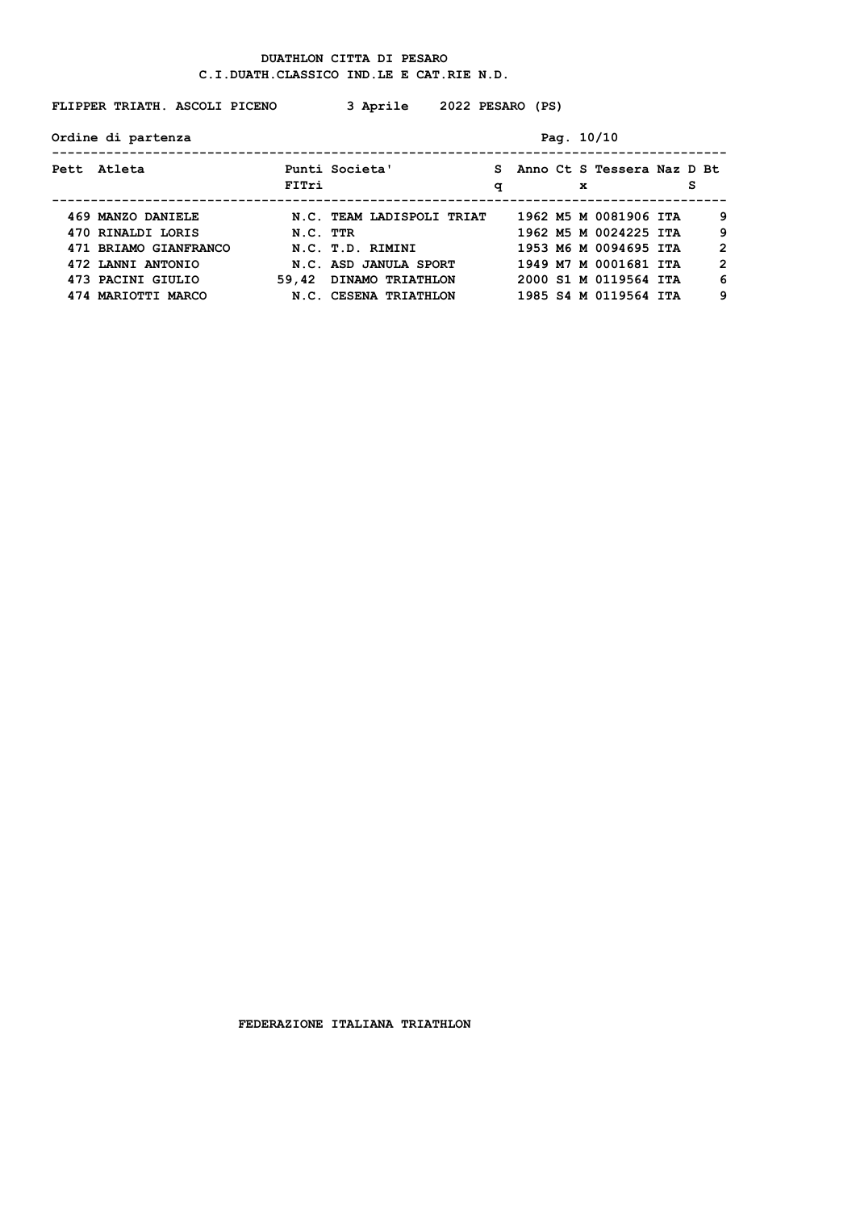DUATHLON CITTA DI PESARO
C.I.DUATH.CLASSICO IND.LE E CAT.RIE N.D.

FLIPPER TRIATH. ASCOLI PICENO 3 Aprile 2022 PESARO (PS)

Ordine di partenza

| Pett | Atleta | Punti FITri | Societa' | Sq | Anno | Ct | Sx | Tessera | Naz | DS | Bt |
|---|---|---|---|---|---|---|---|---|---|---|---|
| 469 | MANZO DANIELE | N.C. | TEAM LADISPOLI TRIAT | | 1962 | M5 | M | 0081906 | ITA | | 9 |
| 470 | RINALDI LORIS | N.C. | TTR | | 1962 | M5 | M | 0024225 | ITA | | 9 |
| 471 | BRIAMO GIANFRANCO | N.C. | T.D. RIMINI | | 1953 | M6 | M | 0094695 | ITA | | 2 |
| 472 | LANNI ANTONIO | N.C. | ASD JANULA SPORT | | 1949 | M7 | M | 0001681 | ITA | | 2 |
| 473 | PACINI GIULIO | 59,42 | DINAMO TRIATHLON | | 2000 | S1 | M | 0119564 | ITA | | 6 |
| 474 | MARIOTTI MARCO | N.C. | CESENA TRIATHLON | | 1985 | S4 | M | 0119564 | ITA | | 9 |

FEDERAZIONE ITALIANA TRIATHLON